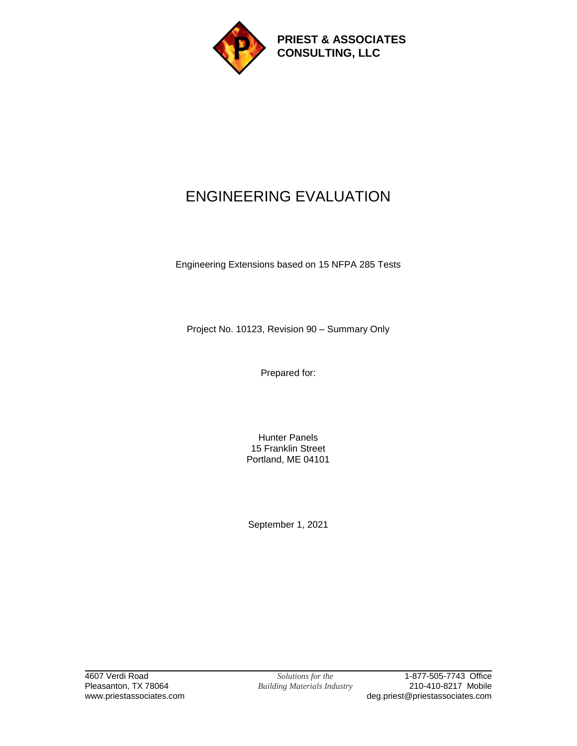**PRIEST & ASSOCIATES CONSULTING, LLC**

# ENGINEERING EVALUATION

Engineering Extensions based on 15 NFPA 285 Tests

Project No. 10123, Revision 90 – Summary Only

Prepared for:

Hunter Panels
15 Franklin Street
Portland, ME 04101

September 1, 2021

4607 Verdi Road
Pleasanton, TX 78064
www.priestassociates.com

*Solutions for the Building Materials Industry*

1-877-505-7743 Office
210-410-8217 Mobile
deg.priest@priestassociates.com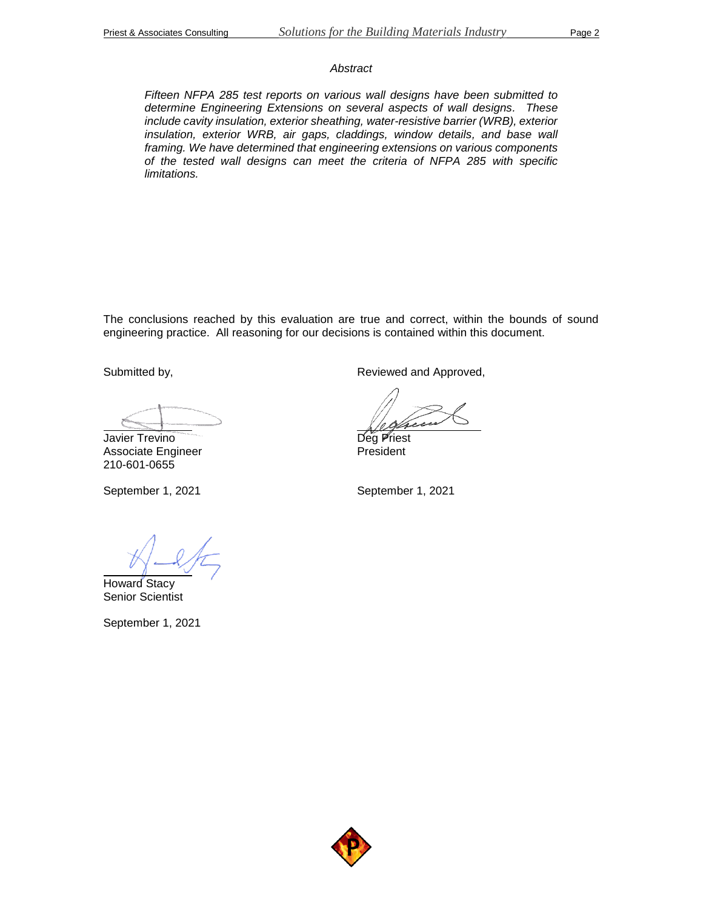*Abstract*

*Fifteen NFPA 285 test reports on various wall designs have been submitted to determine Engineering Extensions on several aspects of wall designs. These include cavity insulation, exterior sheathing, water-resistive barrier (WRB), exterior insulation, exterior WRB, air gaps, claddings, window details, and base wall framing. We have determined that engineering extensions on various components of the tested wall designs can meet the criteria of NFPA 285 with specific limitations.*

The conclusions reached by this evaluation are true and correct, within the bounds of sound engineering practice. All reasoning for our decisions is contained within this document.

Submitted by,

Javier Trevino
Associate Engineer
210-601-0655

September 1, 2021

Reviewed and Approved,

Deg Priest
President

September 1, 2021

Howard Stacy
Senior Scientist

September 1, 2021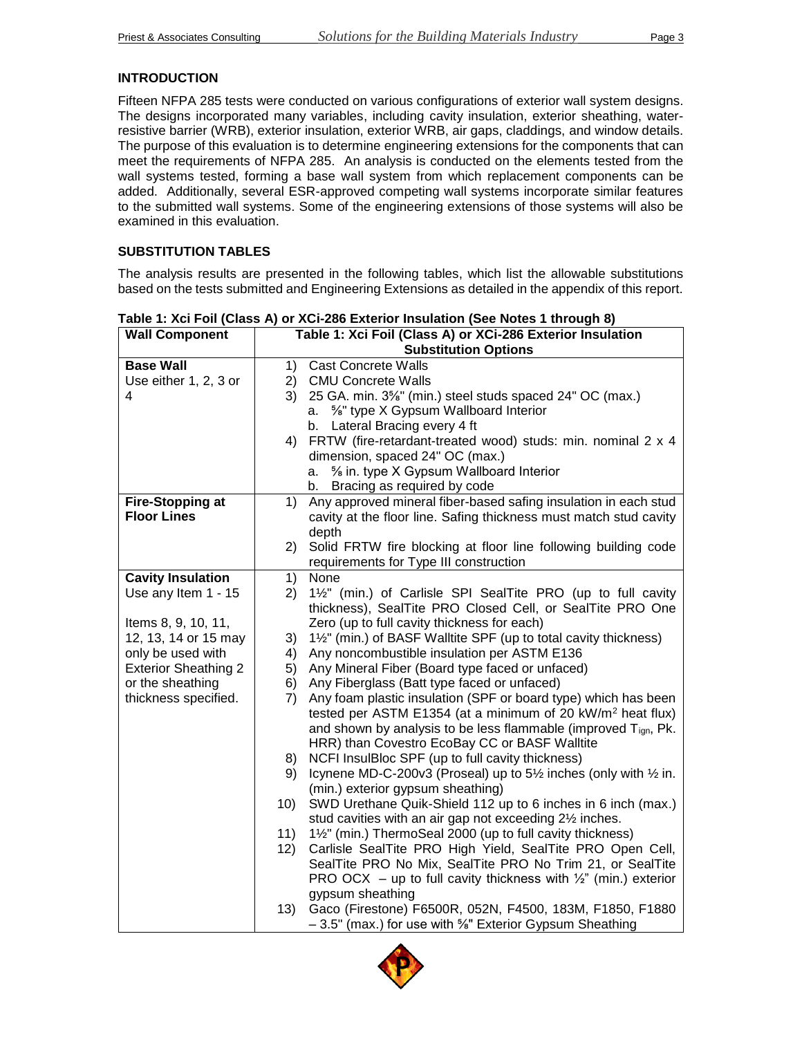## INTRODUCTION

Fifteen NFPA 285 tests were conducted on various configurations of exterior wall system designs. The designs incorporated many variables, including cavity insulation, exterior sheathing, water-resistive barrier (WRB), exterior insulation, exterior WRB, air gaps, claddings, and window details. The purpose of this evaluation is to determine engineering extensions for the components that can meet the requirements of NFPA 285. An analysis is conducted on the elements tested from the wall systems tested, forming a base wall system from which replacement components can be added. Additionally, several ESR-approved competing wall systems incorporate similar features to the submitted wall systems. Some of the engineering extensions of those systems will also be examined in this evaluation.

## SUBSTITUTION TABLES

The analysis results are presented in the following tables, which list the allowable substitutions based on the tests submitted and Engineering Extensions as detailed in the appendix of this report.

**Table 1: Xci Foil (Class A) or XCi-286 Exterior Insulation (See Notes 1 through 8)**

| Wall Component | Table 1: Xci Foil (Class A) or XCi-286 Exterior Insulation Substitution Options |
|---|---|
| **Base Wall**<br>Use either 1, 2, 3 or 4 | 1) Cast Concrete Walls<br>2) CMU Concrete Walls<br>3) 25 GA. min. 3⅝" (min.) steel studs spaced 24" OC (max.)<br>a. ⅝" type X Gypsum Wallboard Interior<br>b. Lateral Bracing every 4 ft<br>4) FRTW (fire-retardant-treated wood) studs: min. nominal 2 x 4 dimension, spaced 24" OC (max.)<br>a. ⅝ in. type X Gypsum Wallboard Interior<br>b. Bracing as required by code |
| **Fire-Stopping at Floor Lines** | 1) Any approved mineral fiber-based safing insulation in each stud cavity at the floor line. Safing thickness must match stud cavity depth<br>2) Solid FRTW fire blocking at floor line following building code requirements for Type III construction |
| **Cavity Insulation**<br>Use any Item 1 - 15<br><br>Items 8, 9, 10, 11, 12, 13, 14 or 15 may only be used with Exterior Sheathing 2 or the sheathing thickness specified. | 1) None<br>2) 1½" (min.) of Carlisle SPI SealTite PRO (up to full cavity thickness), SealTite PRO Closed Cell, or SealTite PRO One Zero (up to full cavity thickness for each)<br>3) 1½" (min.) of BASF Walltite SPF (up to total cavity thickness)<br>4) Any noncombustible insulation per ASTM E136<br>5) Any Mineral Fiber (Board type faced or unfaced)<br>6) Any Fiberglass (Batt type faced or unfaced)<br>7) Any foam plastic insulation (SPF or board type) which has been tested per ASTM E1354 (at a minimum of 20 kW/m$^2$ heat flux) and shown by analysis to be less flammable (improved $T_{ign}$, Pk. HRR) than Covestro EcoBay CC or BASF Walltite<br>8) NCFI InsulBloc SPF (up to full cavity thickness)<br>9) Icynene MD-C-200v3 (Proseal) up to 5½ inches (only with ½ in. (min.) exterior gypsum sheathing)<br>10) SWD Urethane Quik-Shield 112 up to 6 inches in 6 inch (max.) stud cavities with an air gap not exceeding 2½ inches.<br>11) 1½" (min.) ThermoSeal 2000 (up to full cavity thickness)<br>12) Carlisle SealTite PRO High Yield, SealTite PRO Open Cell, SealTite PRO No Mix, SealTite PRO No Trim 21, or SealTite PRO OCX – up to full cavity thickness with ½" (min.) exterior gypsum sheathing<br>13) Gaco (Firestone) F6500R, 052N, F4500, 183M, F1850, F1880 – 3.5" (max.) for use with ⅝" Exterior Gypsum Sheathing |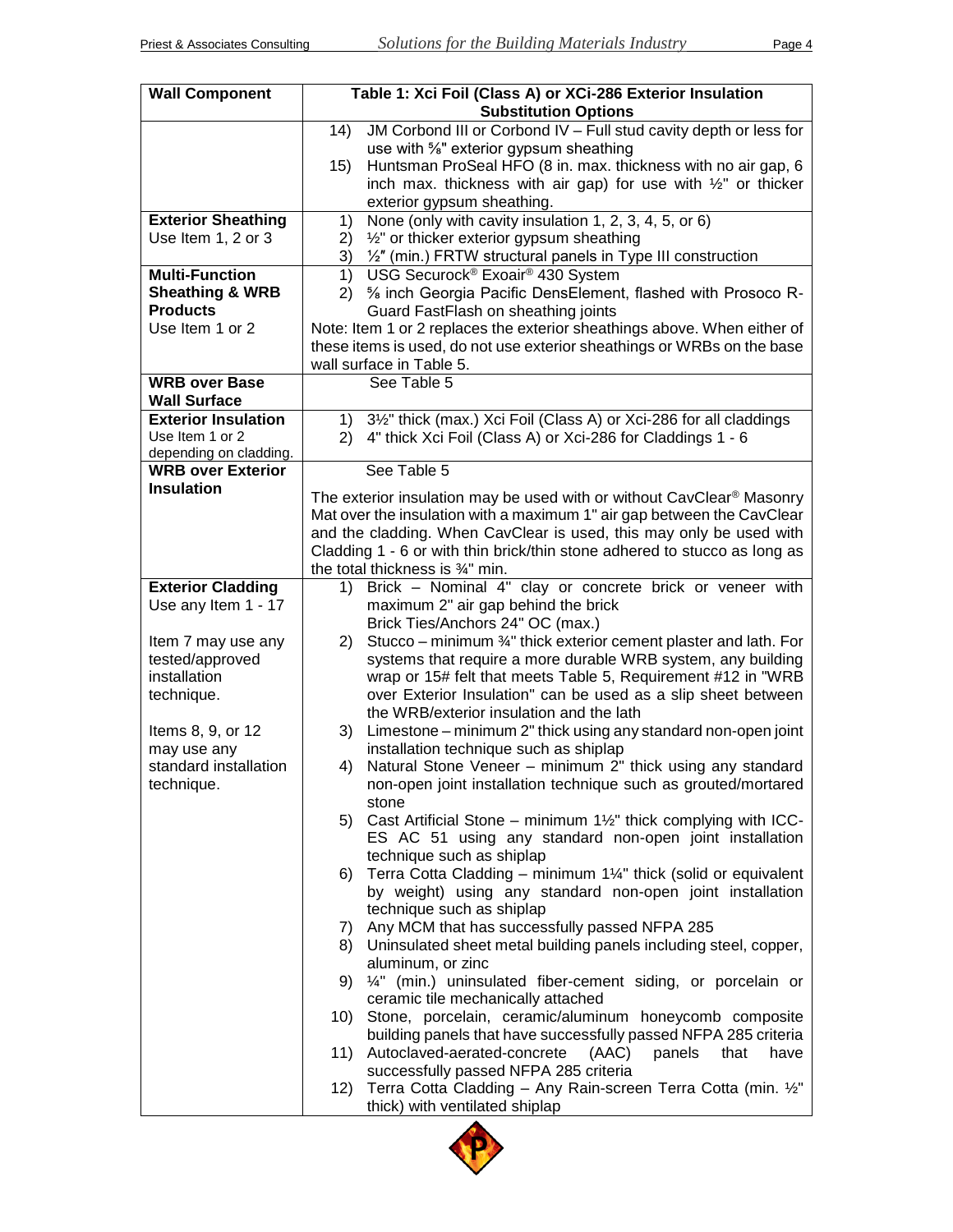| Wall Component | Table 1: Xci Foil (Class A) or XCi-286 Exterior Insulation Substitution Options |
|---|---|
| | 14) JM Corbond III or Corbond IV – Full stud cavity depth or less for use with ⅝" exterior gypsum sheathing<br>15) Huntsman ProSeal HFO (8 in. max. thickness with no air gap, 6 inch max. thickness with air gap) for use with ½" or thicker exterior gypsum sheathing. |
| **Exterior Sheathing**<br>Use Item 1, 2 or 3 | 1) None (only with cavity insulation 1, 2, 3, 4, 5, or 6)<br>2) ½" or thicker exterior gypsum sheathing<br>3) ½″ (min.) FRTW structural panels in Type III construction |
| **Multi-Function Sheathing & WRB Products**<br>Use Item 1 or 2 | 1) USG Securock® Exoair® 430 System<br>2) ⅝ inch Georgia Pacific DensElement, flashed with Prosoco R-Guard FastFlash on sheathing joints<br>Note: Item 1 or 2 replaces the exterior sheathings above. When either of these items is used, do not use exterior sheathings or WRBs on the base wall surface in Table 5. |
| **WRB over Base Wall Surface** | See Table 5 |
| **Exterior Insulation**<br>Use Item 1 or 2 depending on cladding. | 1) 3½" thick (max.) Xci Foil (Class A) or Xci-286 for all claddings<br>2) 4" thick Xci Foil (Class A) or Xci-286 for Claddings 1 - 6 |
| **WRB over Exterior Insulation** | See Table 5<br>The exterior insulation may be used with or without CavClear® Masonry Mat over the insulation with a maximum 1" air gap between the CavClear and the cladding. When CavClear is used, this may only be used with Cladding 1 - 6 or with thin brick/thin stone adhered to stucco as long as the total thickness is ¾" min. |
| **Exterior Cladding**<br>Use any Item 1 - 17<br><br>Item 7 may use any tested/approved installation technique.<br><br>Items 8, 9, or 12 may use any standard installation technique. | 1) Brick – Nominal 4" clay or concrete brick or veneer with maximum 2" air gap behind the brick<br>Brick Ties/Anchors 24" OC (max.)<br>2) Stucco – minimum ¾" thick exterior cement plaster and lath. For systems that require a more durable WRB system, any building wrap or 15# felt that meets Table 5, Requirement #12 in "WRB over Exterior Insulation" can be used as a slip sheet between the WRB/exterior insulation and the lath<br>3) Limestone – minimum 2" thick using any standard non-open joint installation technique such as shiplap<br>4) Natural Stone Veneer – minimum 2" thick using any standard non-open joint installation technique such as grouted/mortared stone<br>5) Cast Artificial Stone – minimum 1½" thick complying with ICC-ES AC 51 using any standard non-open joint installation technique such as shiplap<br>6) Terra Cotta Cladding – minimum 1¼" thick (solid or equivalent by weight) using any standard non-open joint installation technique such as shiplap<br>7) Any MCM that has successfully passed NFPA 285<br>8) Uninsulated sheet metal building panels including steel, copper, aluminum, or zinc<br>9) ¼" (min.) uninsulated fiber-cement siding, or porcelain or ceramic tile mechanically attached<br>10) Stone, porcelain, ceramic/aluminum honeycomb composite building panels that have successfully passed NFPA 285 criteria<br>11) Autoclaved-aerated-concrete (AAC) panels that have successfully passed NFPA 285 criteria<br>12) Terra Cotta Cladding – Any Rain-screen Terra Cotta (min. ½" thick) with ventilated shiplap |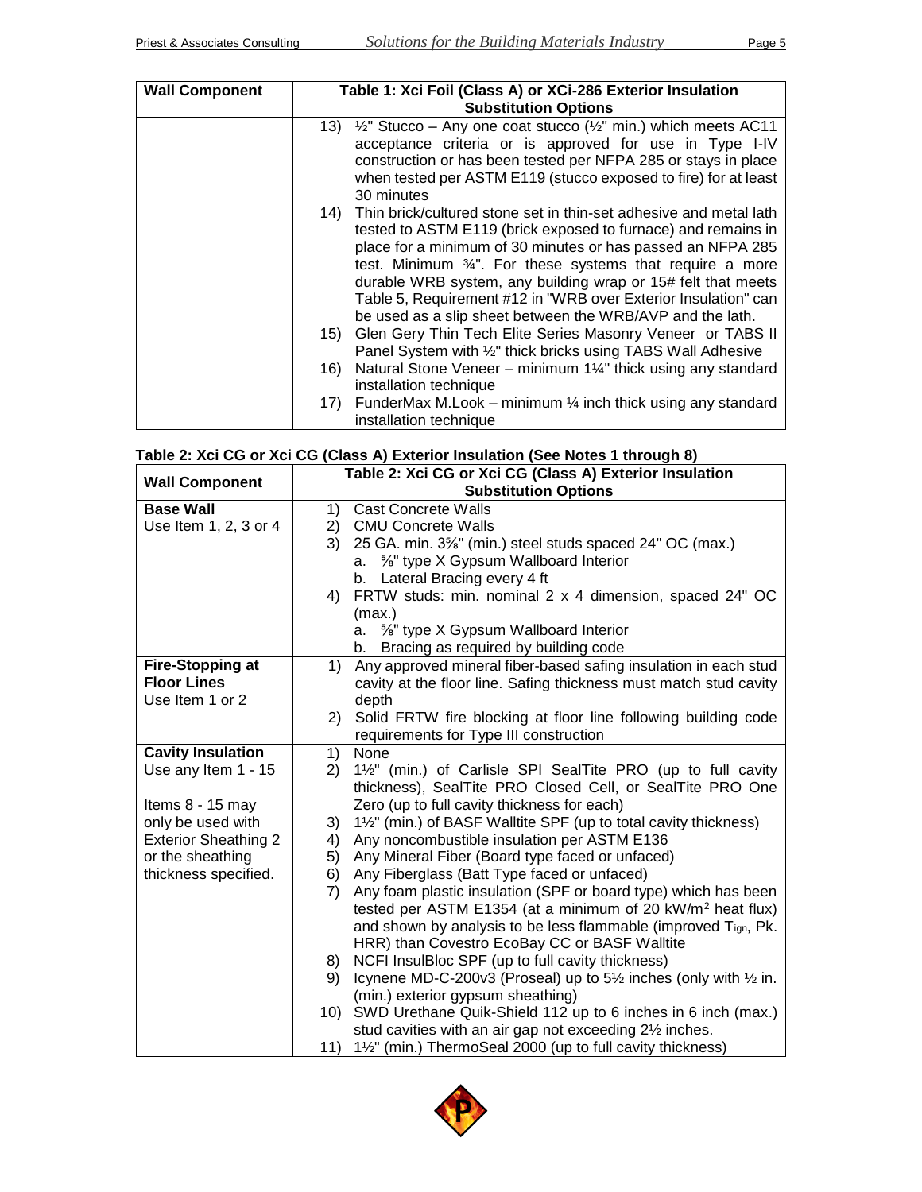| Wall Component | Table 1: Xci Foil (Class A) or XCi-286 Exterior Insulation Substitution Options |
|---|---|
| | 13) ½" Stucco – Any one coat stucco (½" min.) which meets AC11 acceptance criteria or is approved for use in Type I-IV construction or has been tested per NFPA 285 or stays in place when tested per ASTM E119 (stucco exposed to fire) for at least 30 minutes<br>14) Thin brick/cultured stone set in thin-set adhesive and metal lath tested to ASTM E119 (brick exposed to furnace) and remains in place for a minimum of 30 minutes or has passed an NFPA 285 test. Minimum ¾". For these systems that require a more durable WRB system, any building wrap or 15# felt that meets Table 5, Requirement #12 in "WRB over Exterior Insulation" can be used as a slip sheet between the WRB/AVP and the lath.<br>15) Glen Gery Thin Tech Elite Series Masonry Veneer or TABS II Panel System with ½" thick bricks using TABS Wall Adhesive<br>16) Natural Stone Veneer – minimum 1¼" thick using any standard installation technique<br>17) FunderMax M.Look – minimum ¼ inch thick using any standard installation technique |

**Table 2: Xci CG or Xci CG (Class A) Exterior Insulation (See Notes 1 through 8)**

| Wall Component | Table 2: Xci CG or Xci CG (Class A) Exterior Insulation Substitution Options |
|---|---|
| **Base Wall**<br>Use Item 1, 2, 3 or 4 | 1) Cast Concrete Walls<br>2) CMU Concrete Walls<br>3) 25 GA. min. 3⅝" (min.) steel studs spaced 24" OC (max.)<br>a. ⅝" type X Gypsum Wallboard Interior<br>b. Lateral Bracing every 4 ft<br>4) FRTW studs: min. nominal 2 x 4 dimension, spaced 24" OC (max.)<br>a. ⅝" type X Gypsum Wallboard Interior<br>b. Bracing as required by building code |
| **Fire-Stopping at Floor Lines**<br>Use Item 1 or 2 | 1) Any approved mineral fiber-based safing insulation in each stud cavity at the floor line. Safing thickness must match stud cavity depth<br>2) Solid FRTW fire blocking at floor line following building code requirements for Type III construction |
| **Cavity Insulation**<br>Use any Item 1 - 15<br><br>Items 8 - 15 may only be used with Exterior Sheathing 2 or the sheathing thickness specified. | 1) None<br>2) 1½" (min.) of Carlisle SPI SealTite PRO (up to full cavity thickness), SealTite PRO Closed Cell, or SealTite PRO One Zero (up to full cavity thickness for each)<br>3) 1½" (min.) of BASF Walltite SPF (up to total cavity thickness)<br>4) Any noncombustible insulation per ASTM E136<br>5) Any Mineral Fiber (Board type faced or unfaced)<br>6) Any Fiberglass (Batt Type faced or unfaced)<br>7) Any foam plastic insulation (SPF or board type) which has been tested per ASTM E1354 (at a minimum of 20 kW/m² heat flux) and shown by analysis to be less flammable (improved $T_{ign}$, Pk. HRR) than Covestro EcoBay CC or BASF Walltite<br>8) NCFI InsulBloc SPF (up to full cavity thickness)<br>9) Icynene MD-C-200v3 (Proseal) up to 5½ inches (only with ½ in. (min.) exterior gypsum sheathing)<br>10) SWD Urethane Quik-Shield 112 up to 6 inches in 6 inch (max.) stud cavities with an air gap not exceeding 2½ inches.<br>11) 1½" (min.) ThermoSeal 2000 (up to full cavity thickness) |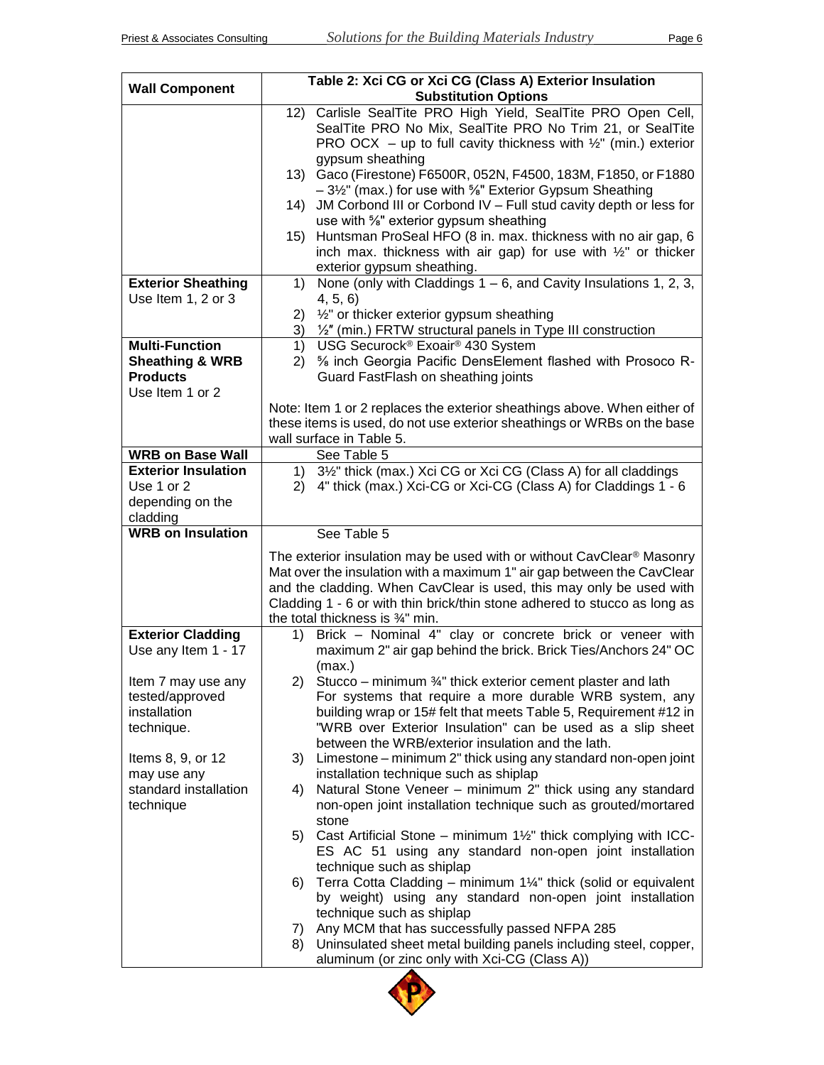| Wall Component | Table 2: Xci CG or Xci CG (Class A) Exterior Insulation Substitution Options |
|---|---|
| | 12) Carlisle SealTite PRO High Yield, SealTite PRO Open Cell, SealTite PRO No Mix, SealTite PRO No Trim 21, or SealTite PRO OCX – up to full cavity thickness with ½" (min.) exterior gypsum sheathing<br>13) Gaco (Firestone) F6500R, 052N, F4500, 183M, F1850, or F1880 – 3½" (max.) for use with ⅝" Exterior Gypsum Sheathing<br>14) JM Corbond III or Corbond IV – Full stud cavity depth or less for use with ⅝" exterior gypsum sheathing<br>15) Huntsman ProSeal HFO (8 in. max. thickness with no air gap, 6 inch max. thickness with air gap) for use with ½" or thicker exterior gypsum sheathing. |
| **Exterior Sheathing**<br>Use Item 1, 2 or 3 | 1) None (only with Claddings 1 – 6, and Cavity Insulations 1, 2, 3, 4, 5, 6)<br>2) ½" or thicker exterior gypsum sheathing<br>3) ½″ (min.) FRTW structural panels in Type III construction |
| **Multi-Function Sheathing & WRB Products**<br>Use Item 1 or 2 | 1) USG Securock® Exoair® 430 System<br>2) ⅝ inch Georgia Pacific DensElement flashed with Prosoco R-Guard FastFlash on sheathing joints<br><br>Note: Item 1 or 2 replaces the exterior sheathings above. When either of these items is used, do not use exterior sheathings or WRBs on the base wall surface in Table 5. |
| **WRB on Base Wall** | See Table 5 |
| **Exterior Insulation**<br>Use 1 or 2 depending on the cladding | 1) 3½" thick (max.) Xci CG or Xci CG (Class A) for all claddings<br>2) 4" thick (max.) Xci-CG or Xci-CG (Class A) for Claddings 1 - 6 |
| **WRB on Insulation** | See Table 5<br><br>The exterior insulation may be used with or without CavClear® Masonry Mat over the insulation with a maximum 1" air gap between the CavClear and the cladding. When CavClear is used, this may only be used with Cladding 1 - 6 or with thin brick/thin stone adhered to stucco as long as the total thickness is ¾" min. |
| **Exterior Cladding**<br>Use any Item 1 - 17<br><br>Item 7 may use any tested/approved installation technique.<br><br>Items 8, 9, or 12 may use any standard installation technique | 1) Brick – Nominal 4" clay or concrete brick or veneer with maximum 2" air gap behind the brick. Brick Ties/Anchors 24" OC (max.)<br>2) Stucco – minimum ¾" thick exterior cement plaster and lath For systems that require a more durable WRB system, any building wrap or 15# felt that meets Table 5, Requirement #12 in "WRB over Exterior Insulation" can be used as a slip sheet between the WRB/exterior insulation and the lath.<br>3) Limestone – minimum 2" thick using any standard non-open joint installation technique such as shiplap<br>4) Natural Stone Veneer – minimum 2" thick using any standard non-open joint installation technique such as grouted/mortared stone<br>5) Cast Artificial Stone – minimum 1½" thick complying with ICC-ES AC 51 using any standard non-open joint installation technique such as shiplap<br>6) Terra Cotta Cladding – minimum 1¼" thick (solid or equivalent by weight) using any standard non-open joint installation technique such as shiplap<br>7) Any MCM that has successfully passed NFPA 285<br>8) Uninsulated sheet metal building panels including steel, copper, aluminum (or zinc only with Xci-CG (Class A)) |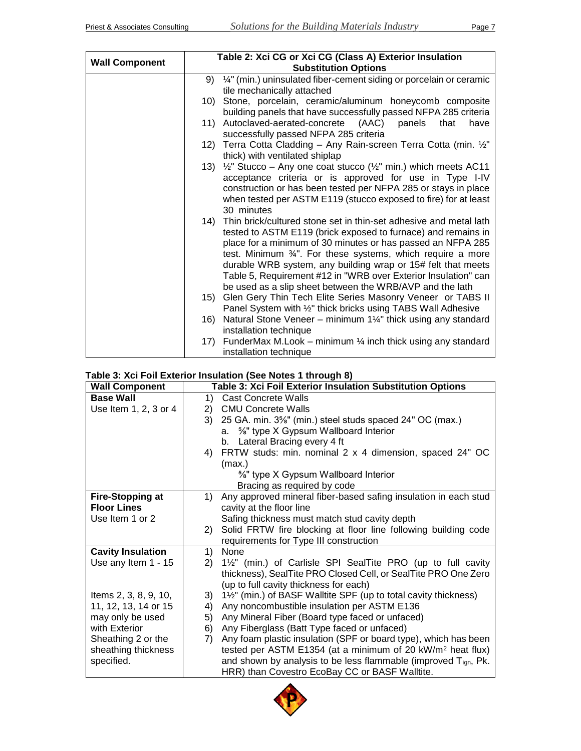| Wall Component | Table 2: Xci CG or Xci CG (Class A) Exterior Insulation Substitution Options |
|---|---|
| | 9) ¼" (min.) uninsulated fiber-cement siding or porcelain or ceramic tile mechanically attached<br>10) Stone, porcelain, ceramic/aluminum honeycomb composite building panels that have successfully passed NFPA 285 criteria<br>11) Autoclaved-aerated-concrete (AAC) panels that have successfully passed NFPA 285 criteria<br>12) Terra Cotta Cladding – Any Rain-screen Terra Cotta (min. ½" thick) with ventilated shiplap<br>13) ½" Stucco – Any one coat stucco (½" min.) which meets AC11 acceptance criteria or is approved for use in Type I-IV construction or has been tested per NFPA 285 or stays in place when tested per ASTM E119 (stucco exposed to fire) for at least 30 minutes<br>14) Thin brick/cultured stone set in thin-set adhesive and metal lath tested to ASTM E119 (brick exposed to furnace) and remains in place for a minimum of 30 minutes or has passed an NFPA 285 test. Minimum ¾". For these systems, which require a more durable WRB system, any building wrap or 15# felt that meets Table 5, Requirement #12 in "WRB over Exterior Insulation" can be used as a slip sheet between the WRB/AVP and the lath<br>15) Glen Gery Thin Tech Elite Series Masonry Veneer or TABS II Panel System with ½" thick bricks using TABS Wall Adhesive<br>16) Natural Stone Veneer – minimum 1¼" thick using any standard installation technique<br>17) FunderMax M.Look – minimum ¼ inch thick using any standard installation technique |

**Table 3: Xci Foil Exterior Insulation (See Notes 1 through 8)**

| Wall Component | Table 3: Xci Foil Exterior Insulation Substitution Options |
|---|---|
| **Base Wall**<br>Use Item 1, 2, 3 or 4 | 1) Cast Concrete Walls<br>2) CMU Concrete Walls<br>3) 25 GA. min. 3⅝" (min.) steel studs spaced 24" OC (max.)<br>a. ⅝" type X Gypsum Wallboard Interior<br>b. Lateral Bracing every 4 ft<br>4) FRTW studs: min. nominal 2 x 4 dimension, spaced 24" OC (max.)<br>⅝" type X Gypsum Wallboard Interior<br>Bracing as required by code |
| **Fire-Stopping at Floor Lines**<br>Use Item 1 or 2 | 1) Any approved mineral fiber-based safing insulation in each stud cavity at the floor line<br>Safing thickness must match stud cavity depth<br>2) Solid FRTW fire blocking at floor line following building code requirements for Type III construction |
| **Cavity Insulation**<br>Use any Item 1 - 15<br><br>Items 2, 3, 8, 9, 10, 11, 12, 13, 14 or 15 may only be used with Exterior Sheathing 2 or the sheathing thickness specified. | 1) None<br>2) 1½" (min.) of Carlisle SPI SealTite PRO (up to full cavity thickness), SealTite PRO Closed Cell, or SealTite PRO One Zero (up to full cavity thickness for each)<br>3) 1½" (min.) of BASF Walltite SPF (up to total cavity thickness)<br>4) Any noncombustible insulation per ASTM E136<br>5) Any Mineral Fiber (Board type faced or unfaced)<br>6) Any Fiberglass (Batt Type faced or unfaced)<br>7) Any foam plastic insulation (SPF or board type), which has been tested per ASTM E1354 (at a minimum of 20 kW/m$^2$ heat flux) and shown by analysis to be less flammable (improved $T_{ign}$, Pk. HRR) than Covestro EcoBay CC or BASF Walltite. |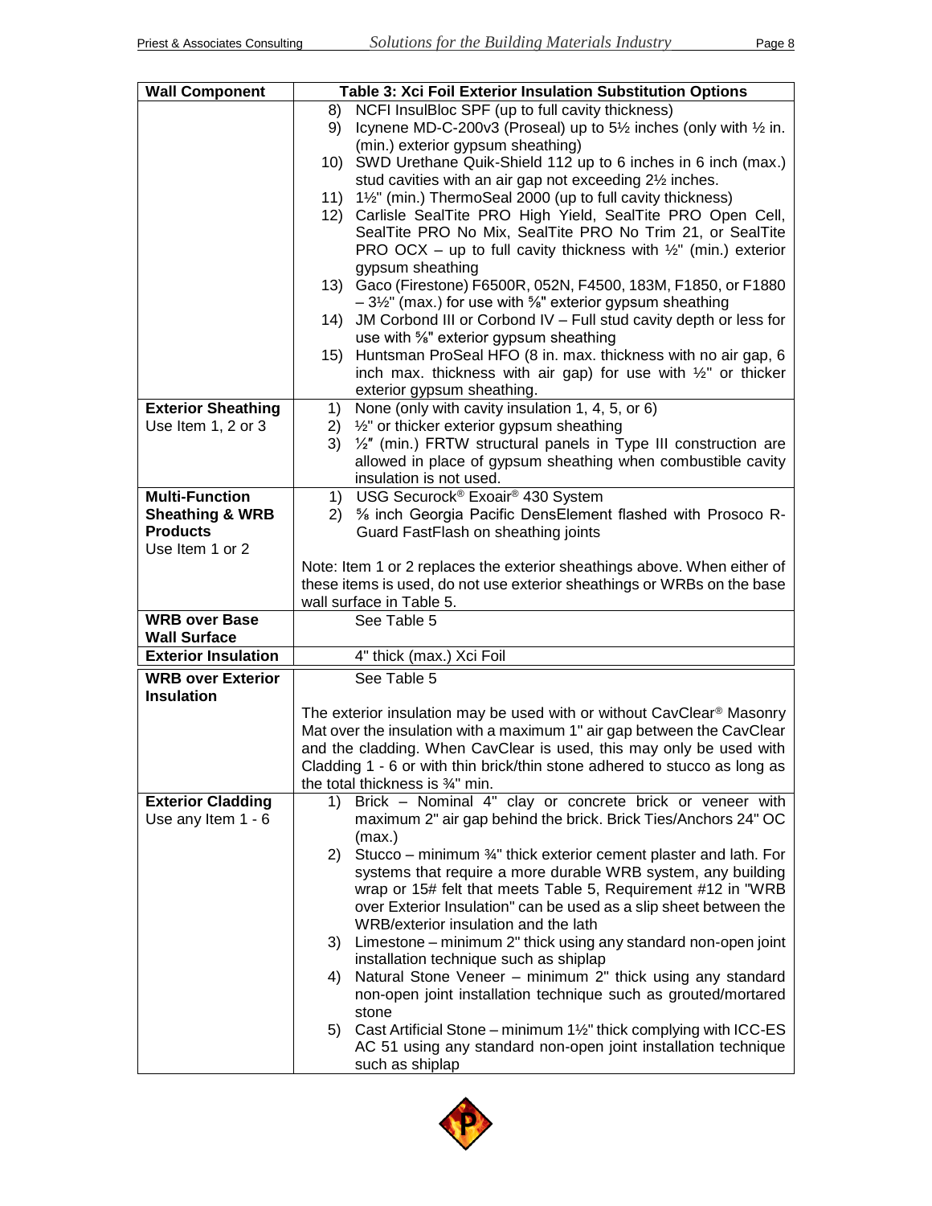| Wall Component | Table 3: Xci Foil Exterior Insulation Substitution Options |
|---|---|
| | 8) NCFI InsulBloc SPF (up to full cavity thickness)<br>9) Icynene MD-C-200v3 (Proseal) up to 5½ inches (only with ½ in. (min.) exterior gypsum sheathing)<br>10) SWD Urethane Quik-Shield 112 up to 6 inches in 6 inch (max.) stud cavities with an air gap not exceeding 2½ inches.<br>11) 1½" (min.) ThermoSeal 2000 (up to full cavity thickness)<br>12) Carlisle SealTite PRO High Yield, SealTite PRO Open Cell, SealTite PRO No Mix, SealTite PRO No Trim 21, or SealTite PRO OCX – up to full cavity thickness with ½" (min.) exterior gypsum sheathing<br>13) Gaco (Firestone) F6500R, 052N, F4500, 183M, F1850, or F1880 – 3½" (max.) for use with ⅝" exterior gypsum sheathing<br>14) JM Corbond III or Corbond IV – Full stud cavity depth or less for use with ⅝" exterior gypsum sheathing<br>15) Huntsman ProSeal HFO (8 in. max. thickness with no air gap, 6 inch max. thickness with air gap) for use with ½" or thicker exterior gypsum sheathing. |
| **Exterior Sheathing**<br>Use Item 1, 2 or 3 | 1) None (only with cavity insulation 1, 4, 5, or 6)<br>2) ½" or thicker exterior gypsum sheathing<br>3) ½" (min.) FRTW structural panels in Type III construction are allowed in place of gypsum sheathing when combustible cavity insulation is not used. |
| **Multi-Function Sheathing & WRB Products**<br>Use Item 1 or 2 | 1) USG Securock® Exoair® 430 System<br>2) ⅝ inch Georgia Pacific DensElement flashed with Prosoco R-Guard FastFlash on sheathing joints<br><br>Note: Item 1 or 2 replaces the exterior sheathings above. When either of these items is used, do not use exterior sheathings or WRBs on the base wall surface in Table 5. |
| **WRB over Base Wall Surface** | See Table 5 |
| **Exterior Insulation** | 4" thick (max.) Xci Foil |
| **WRB over Exterior Insulation** | See Table 5<br><br>The exterior insulation may be used with or without CavClear® Masonry Mat over the insulation with a maximum 1" air gap between the CavClear and the cladding. When CavClear is used, this may only be used with Cladding 1 - 6 or with thin brick/thin stone adhered to stucco as long as the total thickness is ¾" min. |
| **Exterior Cladding**<br>Use any Item 1 - 6 | 1) Brick – Nominal 4" clay or concrete brick or veneer with maximum 2" air gap behind the brick. Brick Ties/Anchors 24" OC (max.)<br>2) Stucco – minimum ¾" thick exterior cement plaster and lath. For systems that require a more durable WRB system, any building wrap or 15# felt that meets Table 5, Requirement #12 in "WRB over Exterior Insulation" can be used as a slip sheet between the WRB/exterior insulation and the lath<br>3) Limestone – minimum 2" thick using any standard non-open joint installation technique such as shiplap<br>4) Natural Stone Veneer – minimum 2" thick using any standard non-open joint installation technique such as grouted/mortared stone<br>5) Cast Artificial Stone – minimum 1½" thick complying with ICC-ES AC 51 using any standard non-open joint installation technique such as shiplap |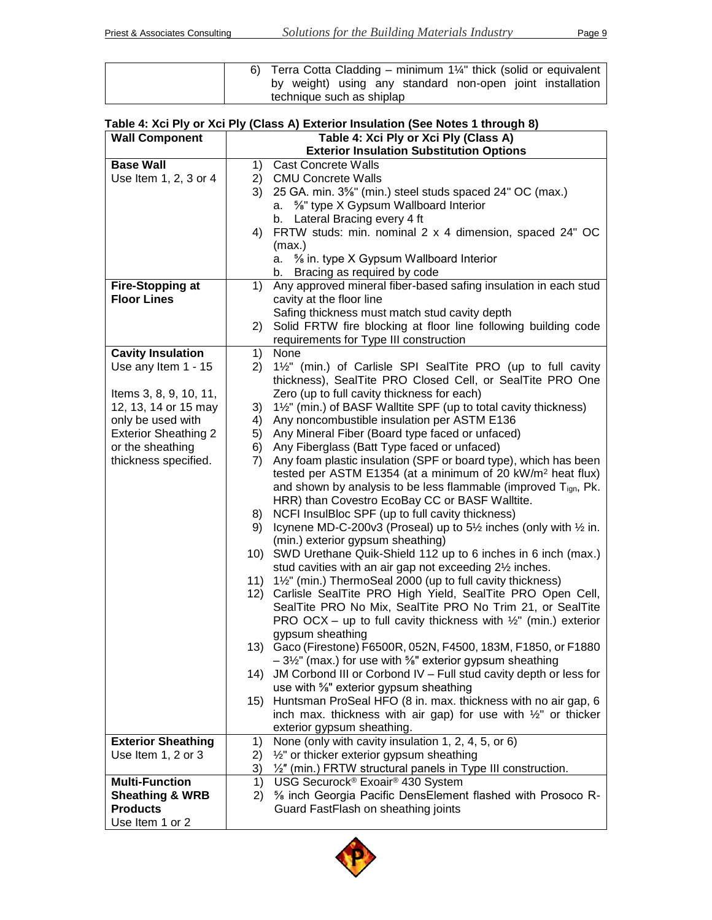| | |
|---|---|
| | 6) Terra Cotta Cladding – minimum 1¼" thick (solid or equivalent by weight) using any standard non-open joint installation technique such as shiplap |

**Table 4: Xci Ply or Xci Ply (Class A) Exterior Insulation (See Notes 1 through 8)**

| Wall Component | Table 4: Xci Ply or Xci Ply (Class A) Exterior Insulation Substitution Options |
|---|---|
| **Base Wall**<br>Use Item 1, 2, 3 or 4 | 1) Cast Concrete Walls<br>2) CMU Concrete Walls<br>3) 25 GA. min. 3⅝" (min.) steel studs spaced 24" OC (max.)<br>a. ⅝" type X Gypsum Wallboard Interior<br>b. Lateral Bracing every 4 ft<br>4) FRTW studs: min. nominal 2 x 4 dimension, spaced 24" OC (max.)<br>a. ⅝ in. type X Gypsum Wallboard Interior<br>b. Bracing as required by code |
| **Fire-Stopping at Floor Lines** | 1) Any approved mineral fiber-based safing insulation in each stud cavity at the floor line<br>Safing thickness must match stud cavity depth<br>2) Solid FRTW fire blocking at floor line following building code requirements for Type III construction |
| **Cavity Insulation**<br>Use any Item 1 - 15<br><br>Items 3, 8, 9, 10, 11, 12, 13, 14 or 15 may only be used with Exterior Sheathing 2 or the sheathing thickness specified. | 1) None<br>2) 1½" (min.) of Carlisle SPI SealTite PRO (up to full cavity thickness), SealTite PRO Closed Cell, or SealTite PRO One Zero (up to full cavity thickness for each)<br>3) 1½" (min.) of BASF Walltite SPF (up to total cavity thickness)<br>4) Any noncombustible insulation per ASTM E136<br>5) Any Mineral Fiber (Board type faced or unfaced)<br>6) Any Fiberglass (Batt Type faced or unfaced)<br>7) Any foam plastic insulation (SPF or board type), which has been tested per ASTM E1354 (at a minimum of 20 kW/m² heat flux) and shown by analysis to be less flammable (improved $T_{ign}$, Pk. HRR) than Covestro EcoBay CC or BASF Walltite.<br>8) NCFI InsulBloc SPF (up to full cavity thickness)<br>9) Icynene MD-C-200v3 (Proseal) up to 5½ inches (only with ½ in. (min.) exterior gypsum sheathing)<br>10) SWD Urethane Quik-Shield 112 up to 6 inches in 6 inch (max.) stud cavities with an air gap not exceeding 2½ inches.<br>11) 1½" (min.) ThermoSeal 2000 (up to full cavity thickness)<br>12) Carlisle SealTite PRO High Yield, SealTite PRO Open Cell, SealTite PRO No Mix, SealTite PRO No Trim 21, or SealTite PRO OCX – up to full cavity thickness with ½" (min.) exterior gypsum sheathing<br>13) Gaco (Firestone) F6500R, 052N, F4500, 183M, F1850, or F1880 – 3½" (max.) for use with ⅝" exterior gypsum sheathing<br>14) JM Corbond III or Corbond IV – Full stud cavity depth or less for use with ⅝" exterior gypsum sheathing<br>15) Huntsman ProSeal HFO (8 in. max. thickness with no air gap, 6 inch max. thickness with air gap) for use with ½" or thicker exterior gypsum sheathing. |
| **Exterior Sheathing**<br>Use Item 1, 2 or 3 | 1) None (only with cavity insulation 1, 2, 4, 5, or 6)<br>2) ½" or thicker exterior gypsum sheathing<br>3) ½″ (min.) FRTW structural panels in Type III construction. |
| **Multi-Function Sheathing & WRB Products**<br>Use Item 1 or 2 | 1) USG Securock® Exoair® 430 System<br>2) ⅝ inch Georgia Pacific DensElement flashed with Prosoco R-Guard FastFlash on sheathing joints |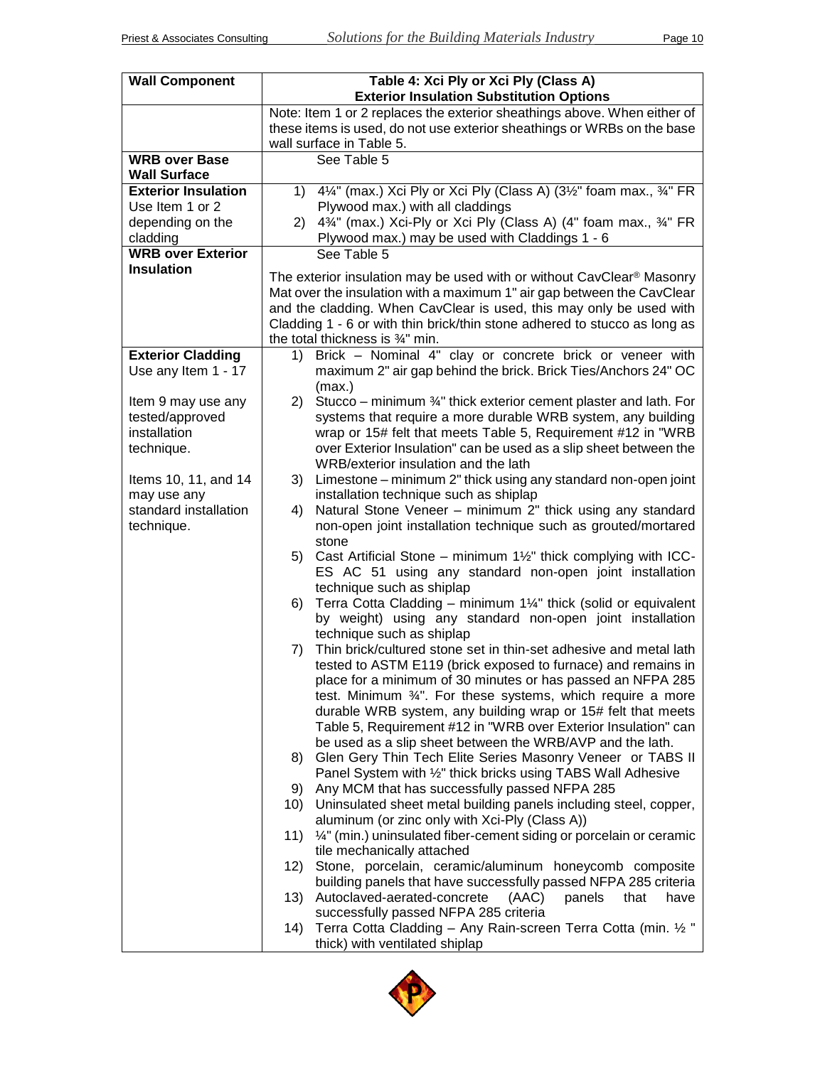| Wall Component | Table 4: Xci Ply or Xci Ply (Class A) Exterior Insulation Substitution Options |
|---|---|
| | Note: Item 1 or 2 replaces the exterior sheathings above. When either of these items is used, do not use exterior sheathings or WRBs on the base wall surface in Table 5. |
| **WRB over Base Wall Surface** | See Table 5 |
| **Exterior Insulation** Use Item 1 or 2 depending on the cladding | 1) 4¼" (max.) Xci Ply or Xci Ply (Class A) (3½" foam max., ¾" FR Plywood max.) with all claddings<br>2) 4¾" (max.) Xci-Ply or Xci Ply (Class A) (4" foam max., ¾" FR Plywood max.) may be used with Claddings 1 - 6 |
| **WRB over Exterior Insulation** | See Table 5<br><br>The exterior insulation may be used with or without CavClear® Masonry Mat over the insulation with a maximum 1" air gap between the CavClear and the cladding. When CavClear is used, this may only be used with Cladding 1 - 6 or with thin brick/thin stone adhered to stucco as long as the total thickness is ¾" min. |
| **Exterior Cladding** Use any Item 1 - 17<br><br>Item 9 may use any tested/approved installation technique.<br><br>Items 10, 11, and 14 may use any standard installation technique. | 1) Brick – Nominal 4" clay or concrete brick or veneer with maximum 2" air gap behind the brick. Brick Ties/Anchors 24" OC (max.)<br>2) Stucco – minimum ¾" thick exterior cement plaster and lath. For systems that require a more durable WRB system, any building wrap or 15# felt that meets Table 5, Requirement #12 in "WRB over Exterior Insulation" can be used as a slip sheet between the WRB/exterior insulation and the lath<br>3) Limestone – minimum 2" thick using any standard non-open joint installation technique such as shiplap<br>4) Natural Stone Veneer – minimum 2" thick using any standard non-open joint installation technique such as grouted/mortared stone<br>5) Cast Artificial Stone – minimum 1½" thick complying with ICC-ES AC 51 using any standard non-open joint installation technique such as shiplap<br>6) Terra Cotta Cladding – minimum 1¼" thick (solid or equivalent by weight) using any standard non-open joint installation technique such as shiplap<br>7) Thin brick/cultured stone set in thin-set adhesive and metal lath tested to ASTM E119 (brick exposed to furnace) and remains in place for a minimum of 30 minutes or has passed an NFPA 285 test. Minimum ¾". For these systems, which require a more durable WRB system, any building wrap or 15# felt that meets Table 5, Requirement #12 in "WRB over Exterior Insulation" can be used as a slip sheet between the WRB/AVP and the lath.<br>8) Glen Gery Thin Tech Elite Series Masonry Veneer or TABS II Panel System with ½" thick bricks using TABS Wall Adhesive<br>9) Any MCM that has successfully passed NFPA 285<br>10) Uninsulated sheet metal building panels including steel, copper, aluminum (or zinc only with Xci-Ply (Class A))<br>11) ¼" (min.) uninsulated fiber-cement siding or porcelain or ceramic tile mechanically attached<br>12) Stone, porcelain, ceramic/aluminum honeycomb composite building panels that have successfully passed NFPA 285 criteria<br>13) Autoclaved-aerated-concrete (AAC) panels that have successfully passed NFPA 285 criteria<br>14) Terra Cotta Cladding – Any Rain-screen Terra Cotta (min. ½ " thick) with ventilated shiplap |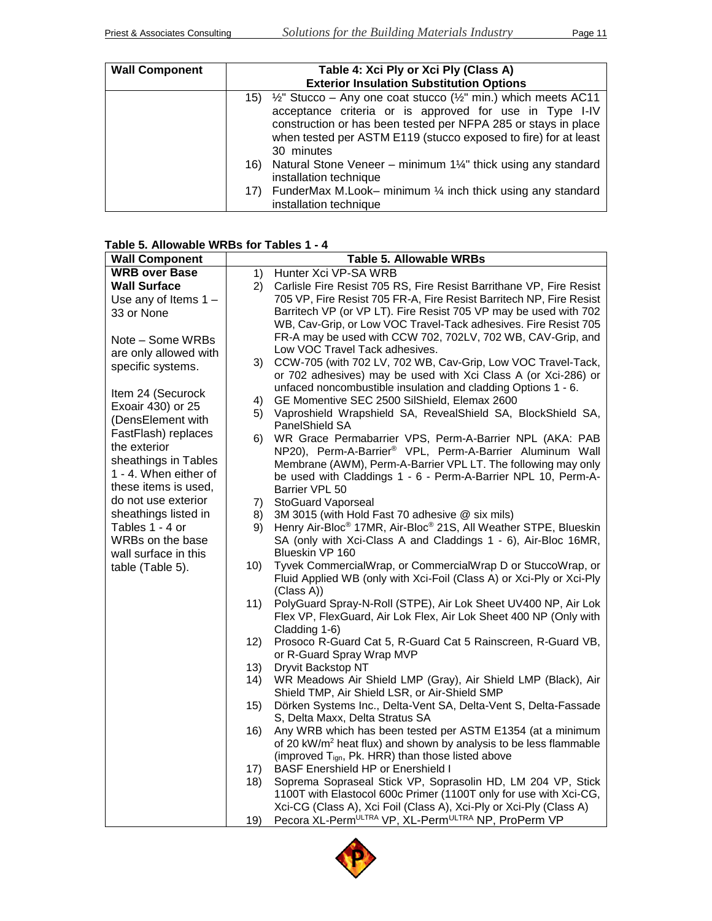| Wall Component | Table 4: Xci Ply or Xci Ply (Class A) Exterior Insulation Substitution Options |
|---|---|
| | 15) ½" Stucco – Any one coat stucco (½" min.) which meets AC11 acceptance criteria or is approved for use in Type I-IV construction or has been tested per NFPA 285 or stays in place when tested per ASTM E119 (stucco exposed to fire) for at least 30 minutes<br>16) Natural Stone Veneer – minimum 1¼" thick using any standard installation technique<br>17) FunderMax M.Look– minimum ¼ inch thick using any standard installation technique |

**Table 5. Allowable WRBs for Tables 1 - 4**

| Wall Component | Table 5. Allowable WRBs |
|---|---|
| **WRB over Base Wall Surface**<br>Use any of Items 1 – 33 or None<br><br>Note – Some WRBs are only allowed with specific systems.<br><br>Item 24 (Securock Exoair 430) or 25 (DensElement with FastFlash) replaces the exterior sheathings in Tables 1 - 4. When either of these items is used, do not use exterior sheathings listed in Tables 1 - 4 or WRBs on the base wall surface in this table (Table 5). | 1) Hunter Xci VP-SA WRB<br>2) Carlisle Fire Resist 705 RS, Fire Resist Barrithane VP, Fire Resist 705 VP, Fire Resist 705 FR-A, Fire Resist Barritech NP, Fire Resist Barritech VP (or VP LT). Fire Resist 705 VP may be used with 702 WB, Cav-Grip, or Low VOC Travel-Tack adhesives. Fire Resist 705 FR-A may be used with CCW 702, 702LV, 702 WB, CAV-Grip, and Low VOC Travel Tack adhesives.<br>3) CCW-705 (with 702 LV, 702 WB, Cav-Grip, Low VOC Travel-Tack, or 702 adhesives) may be used with Xci Class A (or Xci-286) or unfaced noncombustible insulation and cladding Options 1 - 6.<br>4) GE Momentive SEC 2500 SilShield, Elemax 2600<br>5) Vaproshield Wrapshield SA, RevealShield SA, BlockShield SA, PanelShield SA<br>6) WR Grace Permabarrier VPS, Perm-A-Barrier NPL (AKA: PAB NP20), Perm-A-Barrier® VPL, Perm-A-Barrier Aluminum Wall Membrane (AWM), Perm-A-Barrier VPL LT. The following may only be used with Claddings 1 - 6 - Perm-A-Barrier NPL 10, Perm-A-Barrier VPL 50<br>7) StoGuard Vaporseal<br>8) 3M 3015 (with Hold Fast 70 adhesive @ six mils)<br>9) Henry Air-Bloc® 17MR, Air-Bloc® 21S, All Weather STPE, Blueskin SA (only with Xci-Class A and Claddings 1 - 6), Air-Bloc 16MR, Blueskin VP 160<br>10) Tyvek CommercialWrap, or CommercialWrap D or StuccoWrap, or Fluid Applied WB (only with Xci-Foil (Class A) or Xci-Ply or Xci-Ply (Class A))<br>11) PolyGuard Spray-N-Roll (STPE), Air Lok Sheet UV400 NP, Air Lok Flex VP, FlexGuard, Air Lok Flex, Air Lok Sheet 400 NP (Only with Cladding 1-6)<br>12) Prosoco R-Guard Cat 5, R-Guard Cat 5 Rainscreen, R-Guard VB, or R-Guard Spray Wrap MVP<br>13) Dryvit Backstop NT<br>14) WR Meadows Air Shield LMP (Gray), Air Shield LMP (Black), Air Shield TMP, Air Shield LSR, or Air-Shield SMP<br>15) Dörken Systems Inc., Delta-Vent SA, Delta-Vent S, Delta-Fassade S, Delta Maxx, Delta Stratus SA<br>16) Any WRB which has been tested per ASTM E1354 (at a minimum of 20 $kW/m^2$ heat flux) and shown by analysis to be less flammable (improved $T_{ign}$, Pk. HRR) than those listed above<br>17) BASF Enershield HP or Enershield I<br>18) Soprema Sopraseal Stick VP, Soprasolin HD, LM 204 VP, Stick 1100T with Elastocol 600c Primer (1100T only for use with Xci-CG, Xci-CG (Class A), Xci Foil (Class A), Xci-Ply or Xci-Ply (Class A)<br>19) Pecora XL-Perm ULTRA VP, XL-Perm ULTRA NP, ProPerm VP |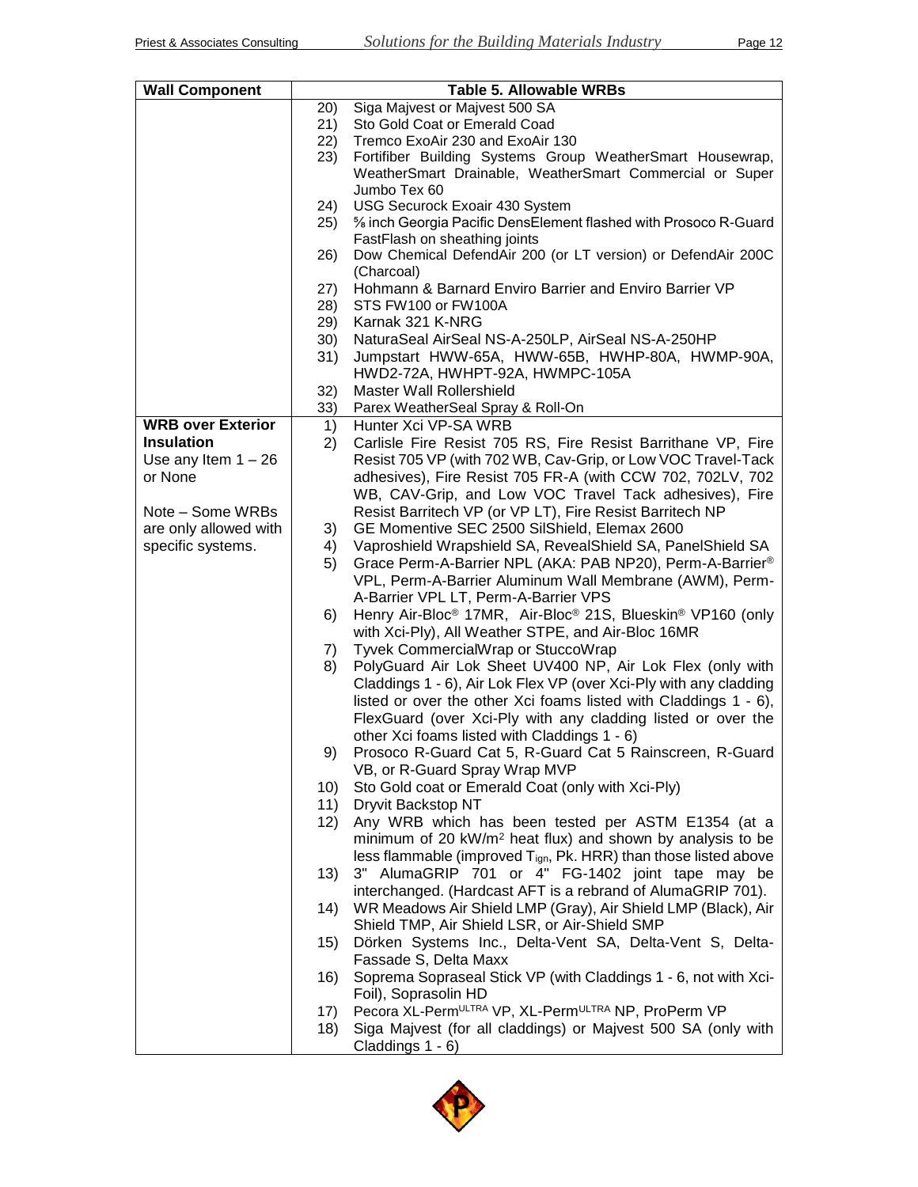| Wall Component | Table 5. Allowable WRBs |
|---|---|
| | 20) Siga Majvest or Majvest 500 SA<br>21) Sto Gold Coat or Emerald Coad<br>22) Tremco ExoAir 230 and ExoAir 130<br>23) Fortifiber Building Systems Group WeatherSmart Housewrap, WeatherSmart Drainable, WeatherSmart Commercial or Super Jumbo Tex 60<br>24) USG Securock Exoair 430 System<br>25) ⅝ inch Georgia Pacific DensElement flashed with Prosoco R-Guard FastFlash on sheathing joints<br>26) Dow Chemical DefendAir 200 (or LT version) or DefendAir 200C (Charcoal)<br>27) Hohmann & Barnard Enviro Barrier and Enviro Barrier VP<br>28) STS FW100 or FW100A<br>29) Karnak 321 K-NRG<br>30) NaturaSeal AirSeal NS-A-250LP, AirSeal NS-A-250HP<br>31) Jumpstart HWW-65A, HWW-65B, HWHP-80A, HWMP-90A, HWD2-72A, HWHPT-92A, HWMPC-105A<br>32) Master Wall Rollershield<br>33) Parex WeatherSeal Spray & Roll-On |
| **WRB over Exterior Insulation**<br>Use any Item 1 – 26 or None<br><br>Note – Some WRBs are only allowed with specific systems. | 1) Hunter Xci VP-SA WRB<br>2) Carlisle Fire Resist 705 RS, Fire Resist Barrithane VP, Fire Resist 705 VP (with 702 WB, Cav-Grip, or Low VOC Travel-Tack adhesives), Fire Resist 705 FR-A (with CCW 702, 702LV, 702 WB, CAV-Grip, and Low VOC Travel Tack adhesives), Fire Resist Barritech VP (or VP LT), Fire Resist Barritech NP<br>3) GE Momentive SEC 2500 SilShield, Elemax 2600<br>4) Vaproshield Wrapshield SA, RevealShield SA, PanelShield SA<br>5) Grace Perm-A-Barrier NPL (AKA: PAB NP20), Perm-A-Barrier® VPL, Perm-A-Barrier Aluminum Wall Membrane (AWM), Perm-A-Barrier VPL LT, Perm-A-Barrier VPS<br>6) Henry Air-Bloc® 17MR, Air-Bloc® 21S, Blueskin® VP160 (only with Xci-Ply), All Weather STPE, and Air-Bloc 16MR<br>7) Tyvek CommercialWrap or StuccoWrap<br>8) PolyGuard Air Lok Sheet UV400 NP, Air Lok Flex (only with Claddings 1 - 6), Air Lok Flex VP (over Xci-Ply with any cladding listed or over the other Xci foams listed with Claddings 1 - 6), FlexGuard (over Xci-Ply with any cladding listed or over the other Xci foams listed with Claddings 1 - 6)<br>9) Prosoco R-Guard Cat 5, R-Guard Cat 5 Rainscreen, R-Guard VB, or R-Guard Spray Wrap MVP<br>10) Sto Gold coat or Emerald Coat (only with Xci-Ply)<br>11) Dryvit Backstop NT<br>12) Any WRB which has been tested per ASTM E1354 (at a minimum of 20 kW/m² heat flux) and shown by analysis to be less flammable (improved $T_{ign}$, Pk. HRR) than those listed above<br>13) 3" AlumaGRIP 701 or 4" FG-1402 joint tape may be interchanged. (Hardcast AFT is a rebrand of AlumaGRIP 701).<br>14) WR Meadows Air Shield LMP (Gray), Air Shield LMP (Black), Air Shield TMP, Air Shield LSR, or Air-Shield SMP<br>15) Dörken Systems Inc., Delta-Vent SA, Delta-Vent S, Delta-Fassade S, Delta Maxx<br>16) Soprema Sopraseal Stick VP (with Claddings 1 - 6, not with Xci-Foil), Soprasolin HD<br>17) Pecora XL-Perm^ULTRA VP, XL-Perm^ULTRA NP, ProPerm VP<br>18) Siga Majvest (for all claddings) or Majvest 500 SA (only with Claddings 1 - 6) |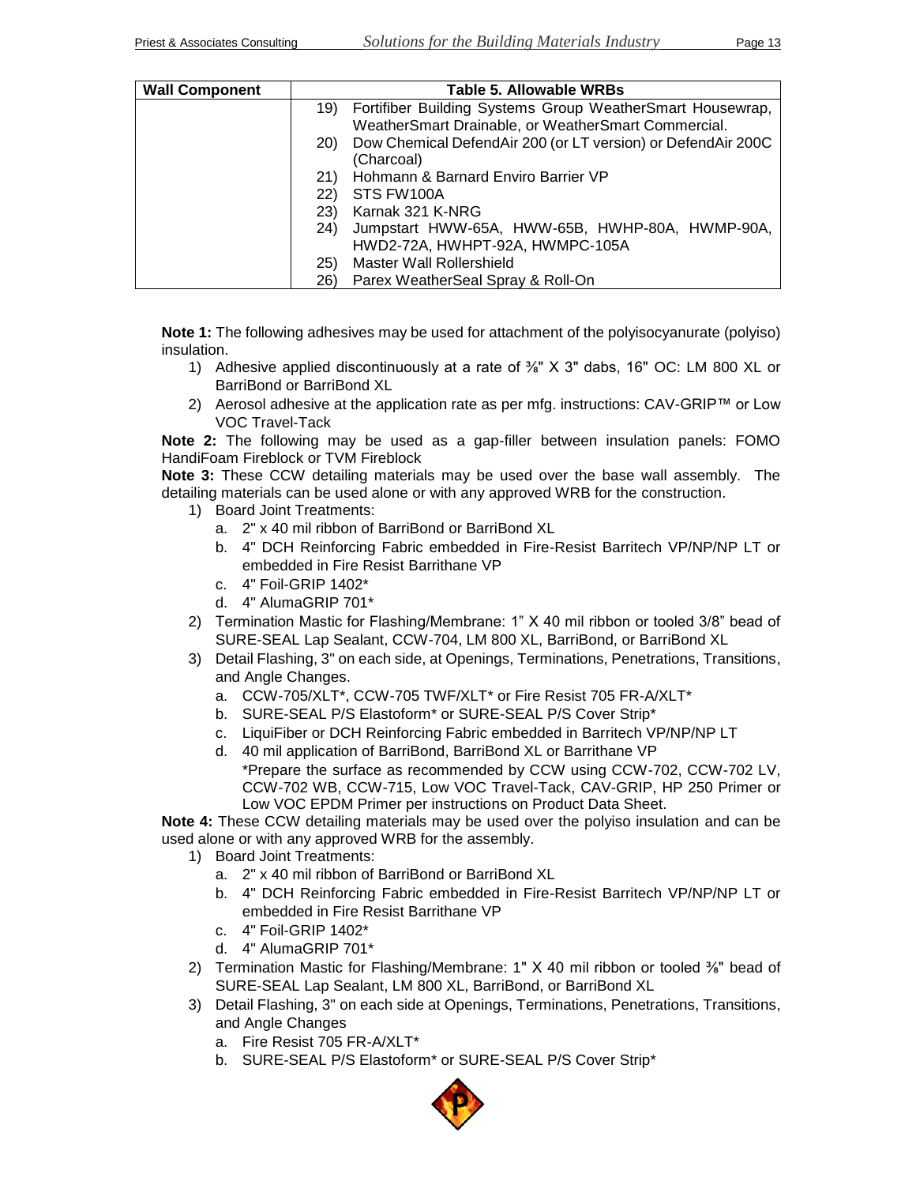| Wall Component | Table 5. Allowable WRBs |
|---|---|
| | 19) Fortifiber Building Systems Group WeatherSmart Housewrap, WeatherSmart Drainable, or WeatherSmart Commercial.<br>20) Dow Chemical DefendAir 200 (or LT version) or DefendAir 200C (Charcoal)<br>21) Hohmann & Barnard Enviro Barrier VP<br>22) STS FW100A<br>23) Karnak 321 K-NRG<br>24) Jumpstart HWW-65A, HWW-65B, HWHP-80A, HWMP-90A, HWD2-72A, HWHPT-92A, HWMPC-105A<br>25) Master Wall Rollershield<br>26) Parex WeatherSeal Spray & Roll-On |

**Note 1:** The following adhesives may be used for attachment of the polyisocyanurate (polyiso) insulation.

1) Adhesive applied discontinuously at a rate of ⅜" X 3" dabs, 16" OC: LM 800 XL or BarriBond or BarriBond XL
2) Aerosol adhesive at the application rate as per mfg. instructions: CAV-GRIP™ or Low VOC Travel-Tack

**Note 2:** The following may be used as a gap-filler between insulation panels: FOMO HandiFoam Fireblock or TVM Fireblock

**Note 3:** These CCW detailing materials may be used over the base wall assembly. The detailing materials can be used alone or with any approved WRB for the construction.

1) Board Joint Treatments:
   a. 2" x 40 mil ribbon of BarriBond or BarriBond XL
   b. 4" DCH Reinforcing Fabric embedded in Fire-Resist Barritech VP/NP/NP LT or embedded in Fire Resist Barrithane VP
   c. 4" Foil-GRIP 1402*
   d. 4" AlumaGRIP 701*
2) Termination Mastic for Flashing/Membrane: 1" X 40 mil ribbon or tooled 3/8" bead of SURE-SEAL Lap Sealant, CCW-704, LM 800 XL, BarriBond, or BarriBond XL
3) Detail Flashing, 3" on each side, at Openings, Terminations, Penetrations, Transitions, and Angle Changes.
   a. CCW-705/XLT*, CCW-705 TWF/XLT* or Fire Resist 705 FR-A/XLT*
   b. SURE-SEAL P/S Elastoform* or SURE-SEAL P/S Cover Strip*
   c. LiquiFiber or DCH Reinforcing Fabric embedded in Barritech VP/NP/NP LT
   d. 40 mil application of BarriBond, BarriBond XL or Barrithane VP

   *Prepare the surface as recommended by CCW using CCW-702, CCW-702 LV, CCW-702 WB, CCW-715, Low VOC Travel-Tack, CAV-GRIP, HP 250 Primer or Low VOC EPDM Primer per instructions on Product Data Sheet.

**Note 4:** These CCW detailing materials may be used over the polyiso insulation and can be used alone or with any approved WRB for the assembly.

1) Board Joint Treatments:
   a. 2" x 40 mil ribbon of BarriBond or BarriBond XL
   b. 4" DCH Reinforcing Fabric embedded in Fire-Resist Barritech VP/NP/NP LT or embedded in Fire Resist Barrithane VP
   c. 4" Foil-GRIP 1402*
   d. 4" AlumaGRIP 701*
2) Termination Mastic for Flashing/Membrane: 1" X 40 mil ribbon or tooled ⅜" bead of SURE-SEAL Lap Sealant, LM 800 XL, BarriBond, or BarriBond XL
3) Detail Flashing, 3" on each side at Openings, Terminations, Penetrations, Transitions, and Angle Changes
   a. Fire Resist 705 FR-A/XLT*
   b. SURE-SEAL P/S Elastoform* or SURE-SEAL P/S Cover Strip*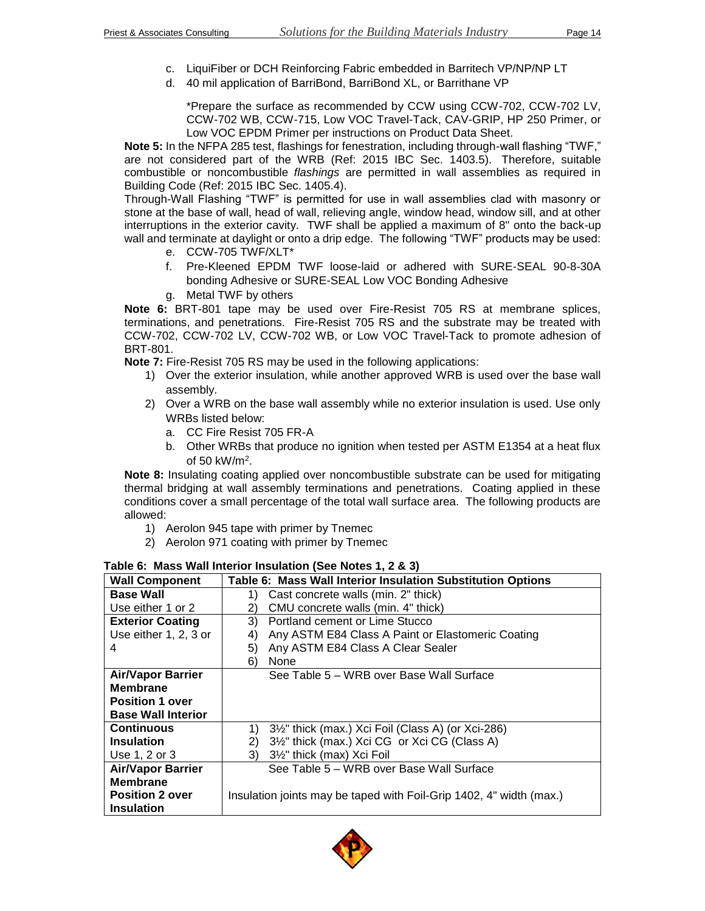c. LiquiFiber or DCH Reinforcing Fabric embedded in Barritech VP/NP/NP LT
d. 40 mil application of BarriBond, BarriBond XL, or Barrithane VP

*Prepare the surface as recommended by CCW using CCW-702, CCW-702 LV, CCW-702 WB, CCW-715, Low VOC Travel-Tack, CAV-GRIP, HP 250 Primer, or Low VOC EPDM Primer per instructions on Product Data Sheet.

**Note 5:** In the NFPA 285 test, flashings for fenestration, including through-wall flashing "TWF," are not considered part of the WRB (Ref: 2015 IBC Sec. 1403.5). Therefore, suitable combustible or noncombustible *flashings* are permitted in wall assemblies as required in Building Code (Ref: 2015 IBC Sec. 1405.4).

Through-Wall Flashing "TWF" is permitted for use in wall assemblies clad with masonry or stone at the base of wall, head of wall, relieving angle, window head, window sill, and at other interruptions in the exterior cavity. TWF shall be applied a maximum of 8" onto the back-up wall and terminate at daylight or onto a drip edge. The following "TWF" products may be used:

e. CCW-705 TWF/XLT*
f. Pre-Kleened EPDM TWF loose-laid or adhered with SURE-SEAL 90-8-30A bonding Adhesive or SURE-SEAL Low VOC Bonding Adhesive
g. Metal TWF by others

**Note 6:** BRT-801 tape may be used over Fire-Resist 705 RS at membrane splices, terminations, and penetrations. Fire-Resist 705 RS and the substrate may be treated with CCW-702, CCW-702 LV, CCW-702 WB, or Low VOC Travel-Tack to promote adhesion of BRT-801.

**Note 7:** Fire-Resist 705 RS may be used in the following applications:

1) Over the exterior insulation, while another approved WRB is used over the base wall assembly.
2) Over a WRB on the base wall assembly while no exterior insulation is used. Use only WRBs listed below:
   a. CC Fire Resist 705 FR-A
   b. Other WRBs that produce no ignition when tested per ASTM E1354 at a heat flux of 50 kW/m$^2$.

**Note 8:** Insulating coating applied over noncombustible substrate can be used for mitigating thermal bridging at wall assembly terminations and penetrations. Coating applied in these conditions cover a small percentage of the total wall surface area. The following products are allowed:

1) Aerolon 945 tape with primer by Tnemec
2) Aerolon 971 coating with primer by Tnemec

**Table 6: Mass Wall Interior Insulation (See Notes 1, 2 & 3)**

| Wall Component | Table 6: Mass Wall Interior Insulation Substitution Options |
|---|---|
| **Base Wall**<br>Use either 1 or 2 | 1) Cast concrete walls (min. 2" thick)<br>2) CMU concrete walls (min. 4" thick) |
| **Exterior Coating**<br>Use either 1, 2, 3 or 4 | 3) Portland cement or Lime Stucco<br>4) Any ASTM E84 Class A Paint or Elastomeric Coating<br>5) Any ASTM E84 Class A Clear Sealer<br>6) None |
| **Air/Vapor Barrier Membrane Position 1 over Base Wall Interior** | See Table 5 – WRB over Base Wall Surface |
| **Continuous Insulation**<br>Use 1, 2 or 3 | 1) 3½" thick (max.) Xci Foil (Class A) (or Xci-286)<br>2) 3½" thick (max.) Xci CG or Xci CG (Class A)<br>3) 3½" thick (max) Xci Foil |
| **Air/Vapor Barrier Membrane Position 2 over Insulation** | See Table 5 – WRB over Base Wall Surface<br><br>Insulation joints may be taped with Foil-Grip 1402, 4" width (max.) |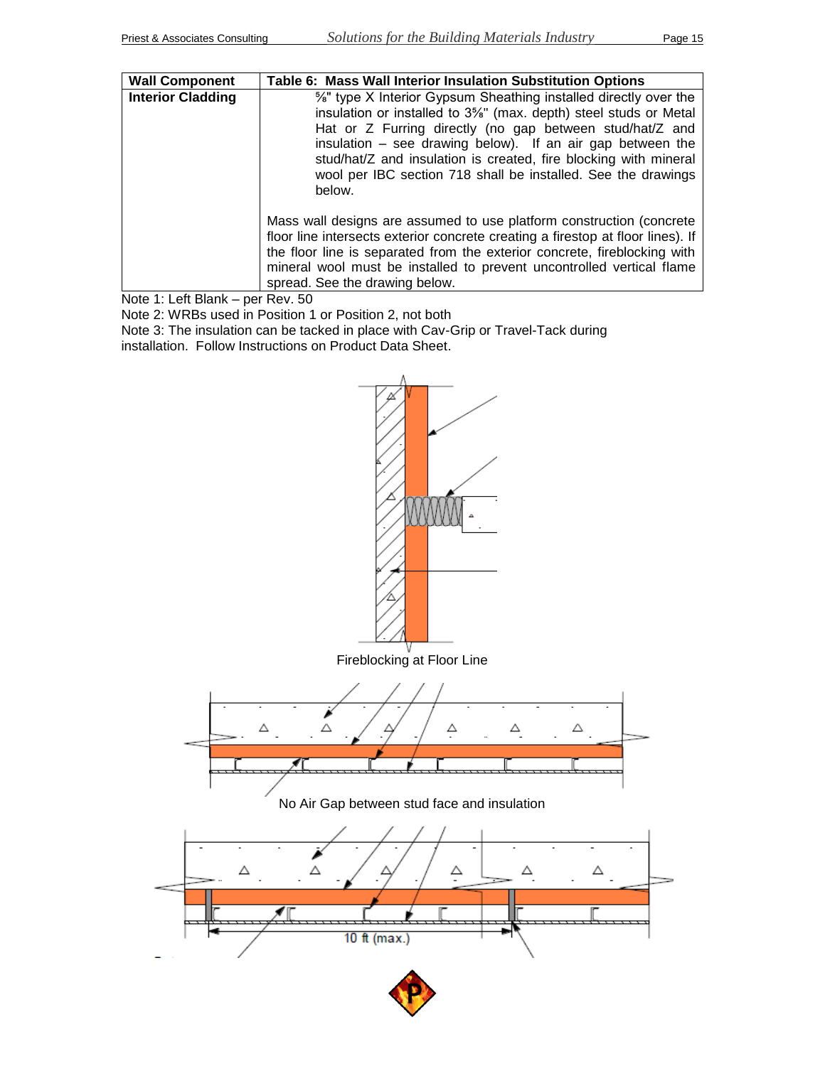| Wall Component | Table 6: Mass Wall Interior Insulation Substitution Options |
|---|---|
| **Interior Cladding** | ⅝" type X Interior Gypsum Sheathing installed directly over the insulation or installed to 3⅝" (max. depth) steel studs or Metal Hat or Z Furring directly (no gap between stud/hat/Z and insulation – see drawing below). If an air gap between the stud/hat/Z and insulation is created, fire blocking with mineral wool per IBC section 718 shall be installed. See the drawings below.<br><br>Mass wall designs are assumed to use platform construction (concrete floor line intersects exterior concrete creating a firestop at floor lines). If the floor line is separated from the exterior concrete, fireblocking with mineral wool must be installed to prevent uncontrolled vertical flame spread. See the drawing below. |

Note 1: Left Blank – per Rev. 50

Note 2: WRBs used in Position 1 or Position 2, not both

Note 3: The insulation can be tacked in place with Cav-Grip or Travel-Tack during installation. Follow Instructions on Product Data Sheet.

Fireblocking at Floor Line

No Air Gap between stud face and insulation

10 ft (max.)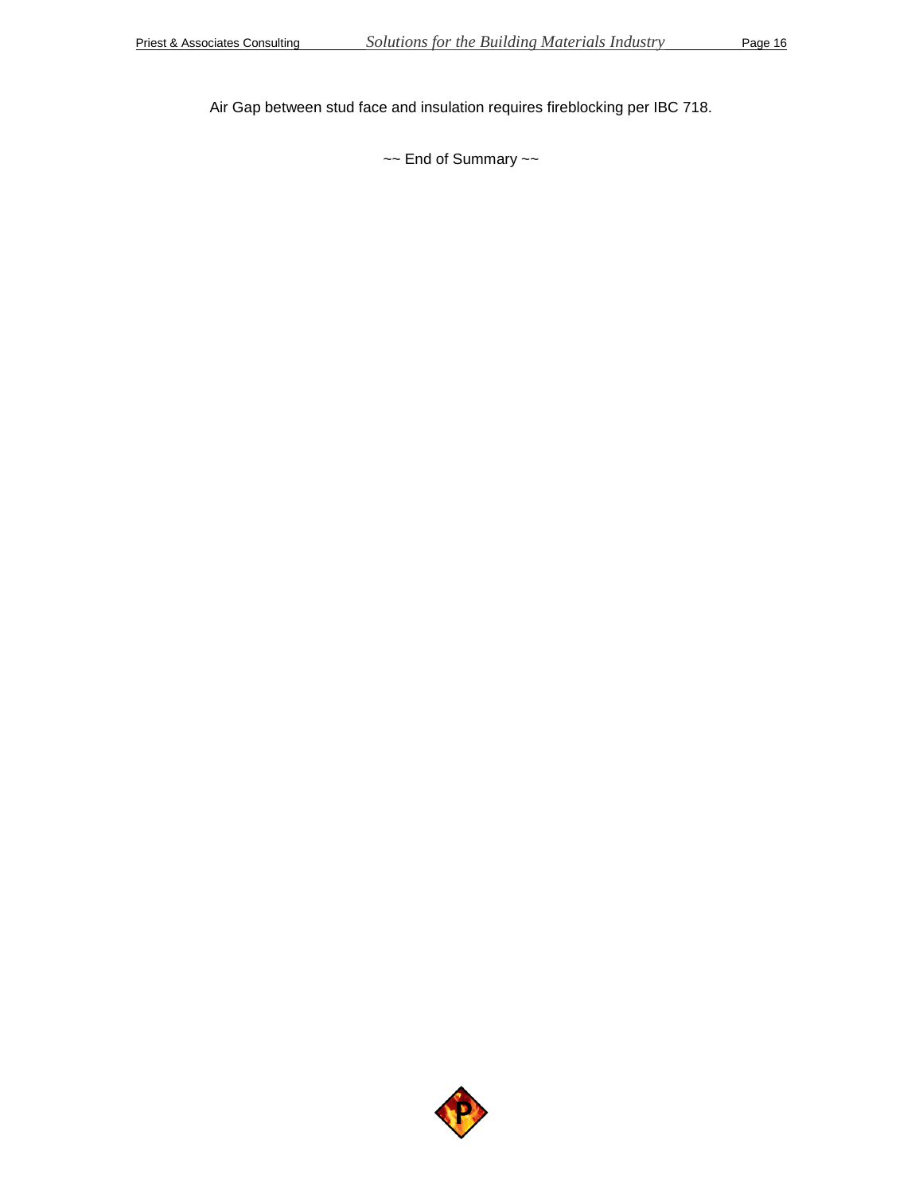Air Gap between stud face and insulation requires fireblocking per IBC 718.

~~ End of Summary ~~